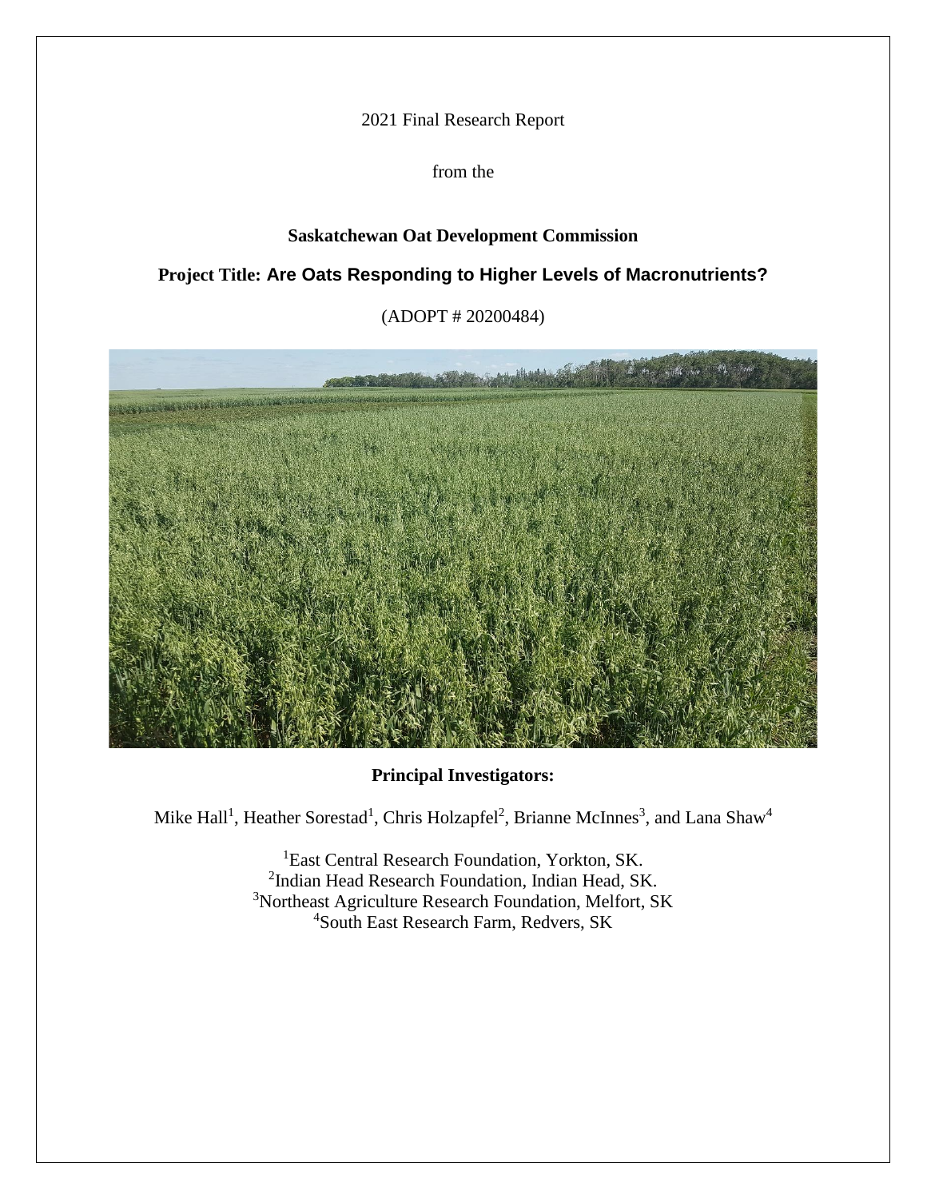2021 Final Research Report

from the

**Saskatchewan Oat Development Commission**

**Project Title: Are Oats Responding to Higher Levels of Macronutrients?**

(ADOPT # 20200484)

**Principal Investigators:**

Mike Hall[1], Heather Sorestad[1], Chris Holzapfel[2], Brianne McInnes[3], and Lana Shaw[4]

[1]East Central Research Foundation, Yorkton, SK.
[2]Indian Head Research Foundation, Indian Head, SK.
[3]Northeast Agriculture Research Foundation, Melfort, SK
[4]South East Research Farm, Redvers, SK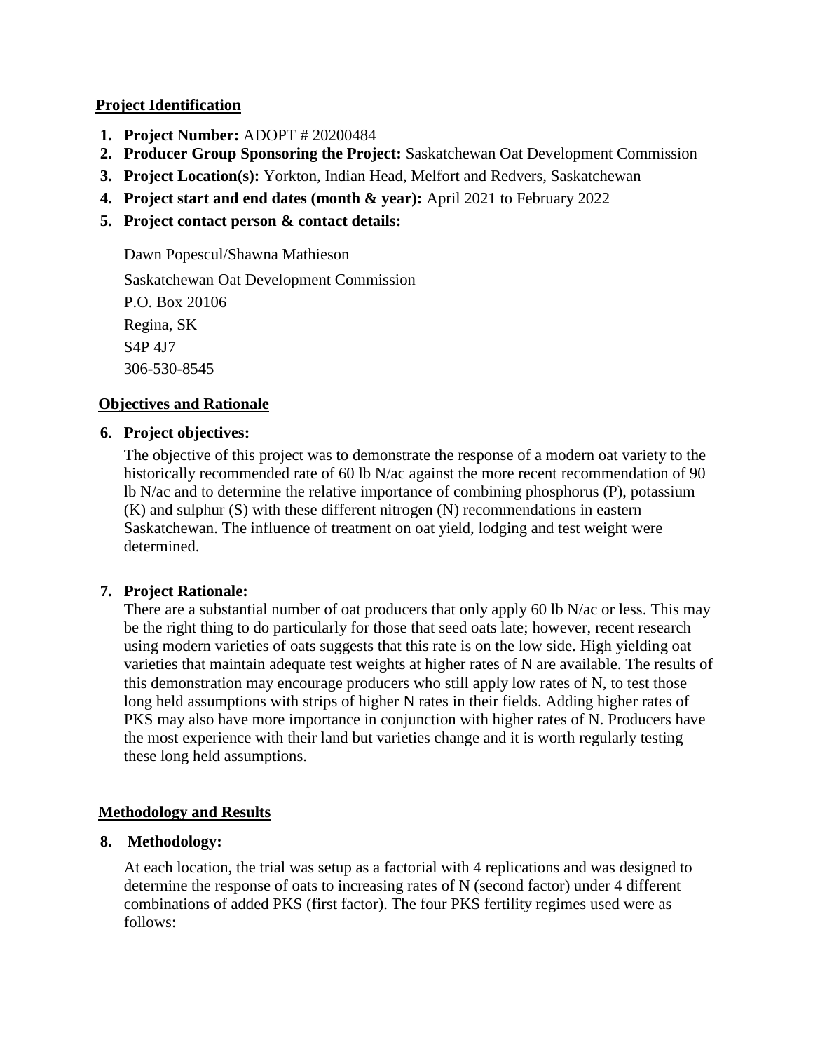## Project Identification

1. **Project Number:** ADOPT # 20200484
2. **Producer Group Sponsoring the Project:** Saskatchewan Oat Development Commission
3. **Project Location(s):** Yorkton, Indian Head, Melfort and Redvers, Saskatchewan
4. **Project start and end dates (month & year):** April 2021 to February 2022
5. **Project contact person & contact details:**

   Dawn Popescul/Shawna Mathieson
   
   Saskatchewan Oat Development Commission
   
   P.O. Box 20106
   
   Regina, SK
   
   S4P 4J7
   
   306-530-8545

## Objectives and Rationale

6. **Project objectives:**

   The objective of this project was to demonstrate the response of a modern oat variety to the historically recommended rate of 60 lb N/ac against the more recent recommendation of 90 lb N/ac and to determine the relative importance of combining phosphorus (P), potassium (K) and sulphur (S) with these different nitrogen (N) recommendations in eastern Saskatchewan. The influence of treatment on oat yield, lodging and test weight were determined.

7. **Project Rationale:**

   There are a substantial number of oat producers that only apply 60 lb N/ac or less. This may be the right thing to do particularly for those that seed oats late; however, recent research using modern varieties of oats suggests that this rate is on the low side. High yielding oat varieties that maintain adequate test weights at higher rates of N are available. The results of this demonstration may encourage producers who still apply low rates of N, to test those long held assumptions with strips of higher N rates in their fields. Adding higher rates of PKS may also have more importance in conjunction with higher rates of N. Producers have the most experience with their land but varieties change and it is worth regularly testing these long held assumptions.

## Methodology and Results

8. **Methodology:**

   At each location, the trial was setup as a factorial with 4 replications and was designed to determine the response of oats to increasing rates of N (second factor) under 4 different combinations of added PKS (first factor). The four PKS fertility regimes used were as follows: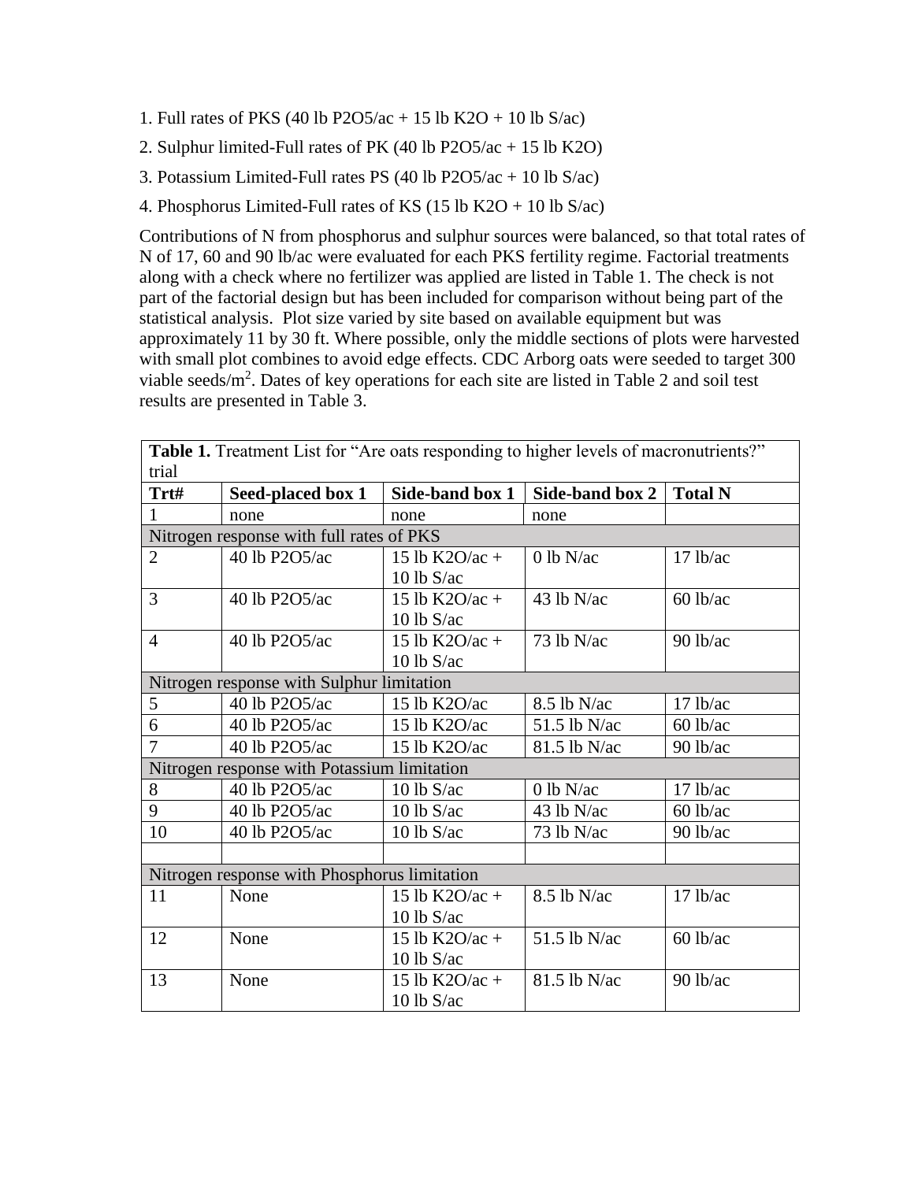1. Full rates of PKS (40 lb $P_2O_5$/ac + 15 lb $K_2O$ + 10 lb S/ac)
2. Sulphur limited-Full rates of PK (40 lb $P_2O_5$/ac + 15 lb $K_2O$)
3. Potassium Limited-Full rates PS (40 lb $P_2O_5$/ac + 10 lb S/ac)
4. Phosphorus Limited-Full rates of KS (15 lb $K_2O$ + 10 lb S/ac)

Contributions of N from phosphorus and sulphur sources were balanced, so that total rates of N of 17, 60 and 90 lb/ac were evaluated for each PKS fertility regime. Factorial treatments along with a check where no fertilizer was applied are listed in Table 1. The check is not part of the factorial design but has been included for comparison without being part of the statistical analysis. Plot size varied by site based on available equipment but was approximately 11 by 30 ft. Where possible, only the middle sections of plots were harvested with small plot combines to avoid edge effects. CDC Arborg oats were seeded to target 300 viable seeds/m$^2$. Dates of key operations for each site are listed in Table 2 and soil test results are presented in Table 3.

**Table 1.** Treatment List for "Are oats responding to higher levels of macronutrients?" trial

| Trt# | Seed-placed box 1 | Side-band box 1 | Side-band box 2 | Total N |
|---|---|---|---|---|
| 1 | none | none | none | |
| Nitrogen response with full rates of PKS | | | | |
| 2 | 40 lb $P_2O_5$/ac | 15 lb $K_2O$/ac + 10 lb S/ac | 0 lb N/ac | 17 lb/ac |
| 3 | 40 lb $P_2O_5$/ac | 15 lb $K_2O$/ac + 10 lb S/ac | 43 lb N/ac | 60 lb/ac |
| 4 | 40 lb $P_2O_5$/ac | 15 lb $K_2O$/ac + 10 lb S/ac | 73 lb N/ac | 90 lb/ac |
| Nitrogen response with Sulphur limitation | | | | |
| 5 | 40 lb $P_2O_5$/ac | 15 lb $K_2O$/ac | 8.5 lb N/ac | 17 lb/ac |
| 6 | 40 lb $P_2O_5$/ac | 15 lb $K_2O$/ac | 51.5 lb N/ac | 60 lb/ac |
| 7 | 40 lb $P_2O_5$/ac | 15 lb $K_2O$/ac | 81.5 lb N/ac | 90 lb/ac |
| Nitrogen response with Potassium limitation | | | | |
| 8 | 40 lb $P_2O_5$/ac | 10 lb S/ac | 0 lb N/ac | 17 lb/ac |
| 9 | 40 lb $P_2O_5$/ac | 10 lb S/ac | 43 lb N/ac | 60 lb/ac |
| 10 | 40 lb $P_2O_5$/ac | 10 lb S/ac | 73 lb N/ac | 90 lb/ac |
| | | | | |
| Nitrogen response with Phosphorus limitation | | | | |
| 11 | None | 15 lb $K_2O$/ac + 10 lb S/ac | 8.5 lb N/ac | 17 lb/ac |
| 12 | None | 15 lb $K_2O$/ac + 10 lb S/ac | 51.5 lb N/ac | 60 lb/ac |
| 13 | None | 15 lb $K_2O$/ac + 10 lb S/ac | 81.5 lb N/ac | 90 lb/ac |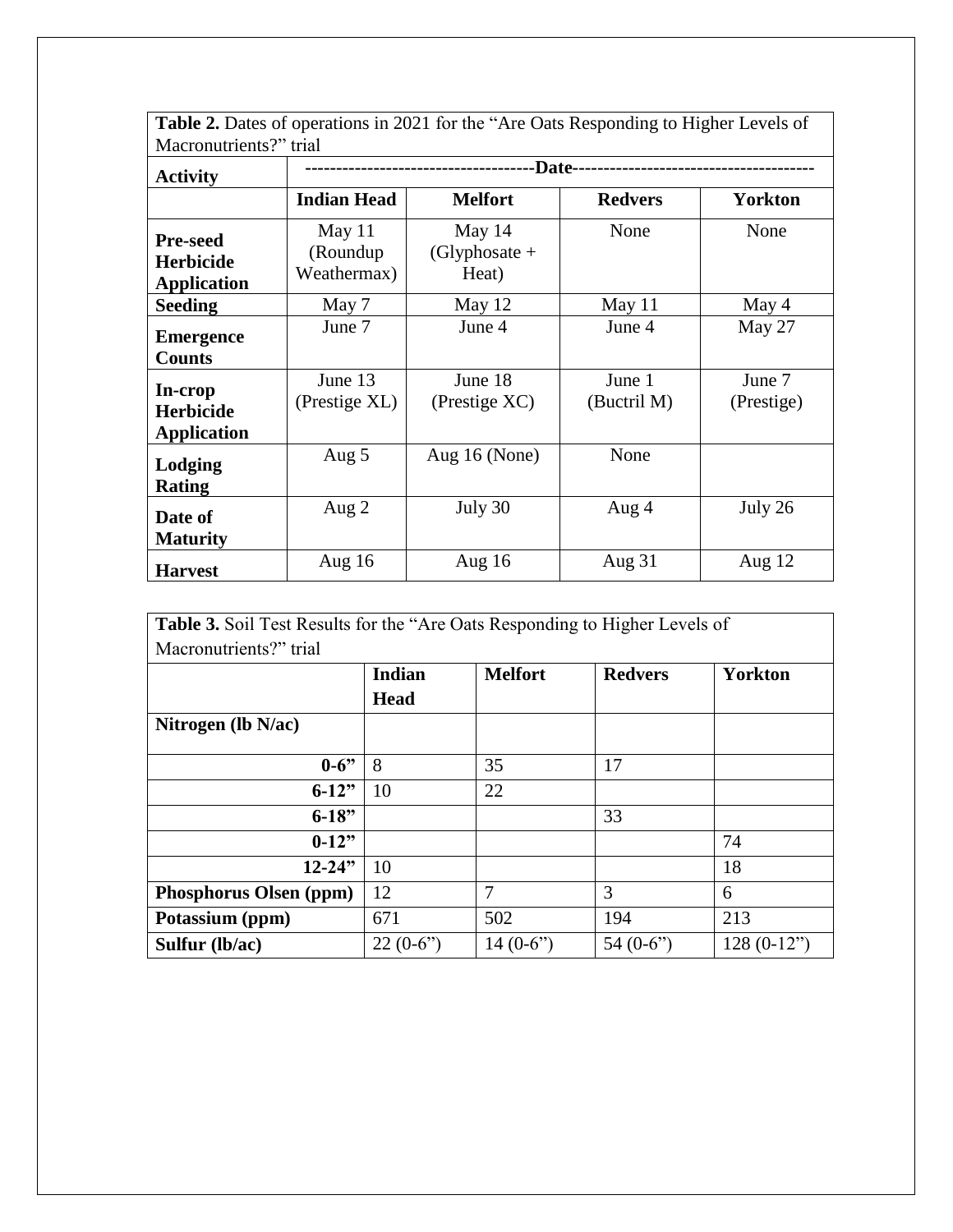**Table 2.** Dates of operations in 2021 for the "Are Oats Responding to Higher Levels of Macronutrients?" trial

| Activity | ---Date--- | | | |
|---|---|---|---|---|
| | **Indian Head** | **Melfort** | **Redvers** | **Yorkton** |
| **Pre-seed Herbicide Application** | May 11 (Roundup Weathermax) | May 14 (Glyphosate + Heat) | None | None |
| **Seeding** | May 7 | May 12 | May 11 | May 4 |
| **Emergence Counts** | June 7 | June 4 | June 4 | May 27 |
| **In-crop Herbicide Application** | June 13 (Prestige XL) | June 18 (Prestige XC) | June 1 (Buctril M) | June 7 (Prestige) |
| **Lodging Rating** | Aug 5 | Aug 16 (None) | None | |
| **Date of Maturity** | Aug 2 | July 30 | Aug 4 | July 26 |
| **Harvest** | Aug 16 | Aug 16 | Aug 31 | Aug 12 |

**Table 3.** Soil Test Results for the "Are Oats Responding to Higher Levels of Macronutrients?" trial

| | **Indian Head** | **Melfort** | **Redvers** | **Yorkton** |
|---|---|---|---|---|
| **Nitrogen (lb N/ac)** | | | | |
| **0-6"** | 8 | 35 | 17 | |
| **6-12"** | 10 | 22 | | |
| **6-18"** | | | 33 | |
| **0-12"** | | | | 74 |
| **12-24"** | 10 | | | 18 |
| **Phosphorus Olsen (ppm)** | 12 | 7 | 3 | 6 |
| **Potassium (ppm)** | 671 | 502 | 194 | 213 |
| **Sulfur (lb/ac)** | 22 (0-6") | 14 (0-6") | 54 (0-6") | 128 (0-12") |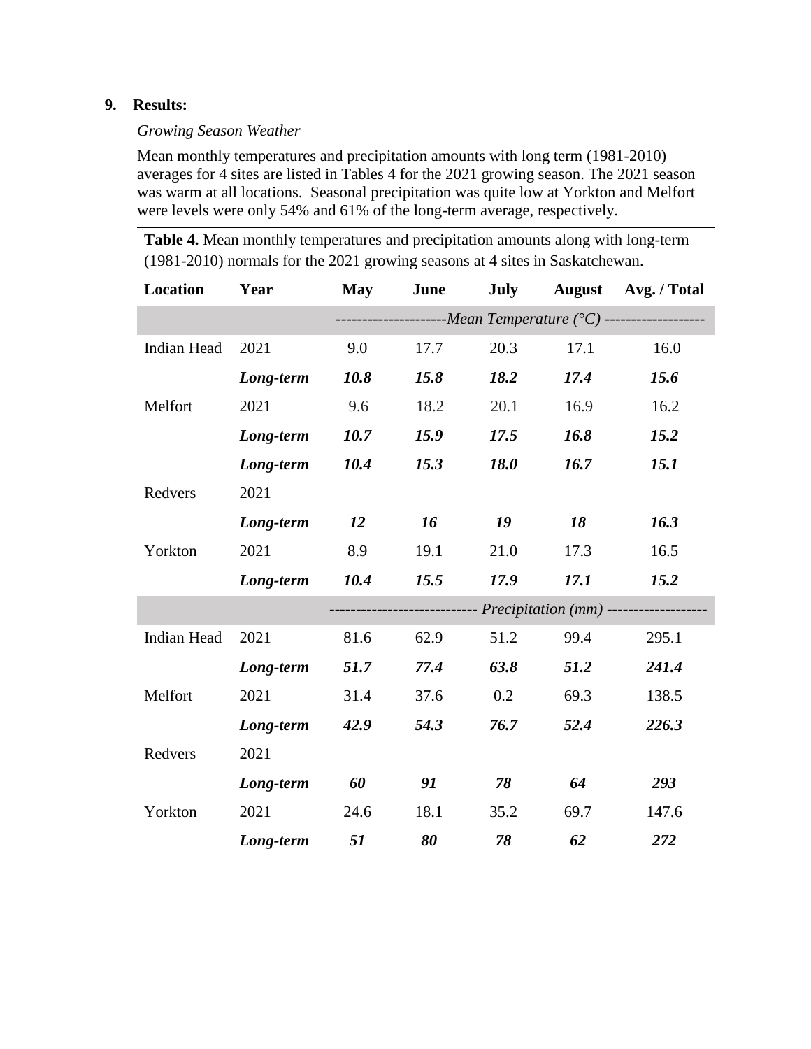## 9. Results:

*Growing Season Weather*

Mean monthly temperatures and precipitation amounts with long term (1981-2010) averages for 4 sites are listed in Tables 4 for the 2021 growing season. The 2021 season was warm at all locations. Seasonal precipitation was quite low at Yorkton and Melfort were levels were only 54% and 61% of the long-term average, respectively.

**Table 4.** Mean monthly temperatures and precipitation amounts along with long-term (1981-2010) normals for the 2021 growing seasons at 4 sites in Saskatchewan.

| Location | Year | May | June | July | August | Avg. / Total |
|---|---|---|---|---|---|---|
| | | ---------------------*Mean Temperature (°C)* ------------------- | | | | |
| Indian Head | 2021 | 9.0 | 17.7 | 20.3 | 17.1 | 16.0 |
| | ***Long-term*** | ***10.8*** | ***15.8*** | ***18.2*** | ***17.4*** | ***15.6*** |
| Melfort | 2021 | 9.6 | 18.2 | 20.1 | 16.9 | 16.2 |
| | ***Long-term*** | ***10.7*** | ***15.9*** | ***17.5*** | ***16.8*** | ***15.2*** |
| | ***Long-term*** | ***10.4*** | ***15.3*** | ***18.0*** | ***16.7*** | ***15.1*** |
| Redvers | 2021 | | | | | |
| | ***Long-term*** | ***12*** | ***16*** | ***19*** | ***18*** | ***16.3*** |
| Yorkton | 2021 | 8.9 | 19.1 | 21.0 | 17.3 | 16.5 |
| | ***Long-term*** | ***10.4*** | ***15.5*** | ***17.9*** | ***17.1*** | ***15.2*** |
| | | --------------------------- *Precipitation (mm)* ------------------- | | | | |
| Indian Head | 2021 | 81.6 | 62.9 | 51.2 | 99.4 | 295.1 |
| | ***Long-term*** | ***51.7*** | ***77.4*** | ***63.8*** | ***51.2*** | ***241.4*** |
| Melfort | 2021 | 31.4 | 37.6 | 0.2 | 69.3 | 138.5 |
| | ***Long-term*** | ***42.9*** | ***54.3*** | ***76.7*** | ***52.4*** | ***226.3*** |
| Redvers | 2021 | | | | | |
| | ***Long-term*** | ***60*** | ***91*** | ***78*** | ***64*** | ***293*** |
| Yorkton | 2021 | 24.6 | 18.1 | 35.2 | 69.7 | 147.6 |
| | ***Long-term*** | ***51*** | ***80*** | ***78*** | ***62*** | ***272*** |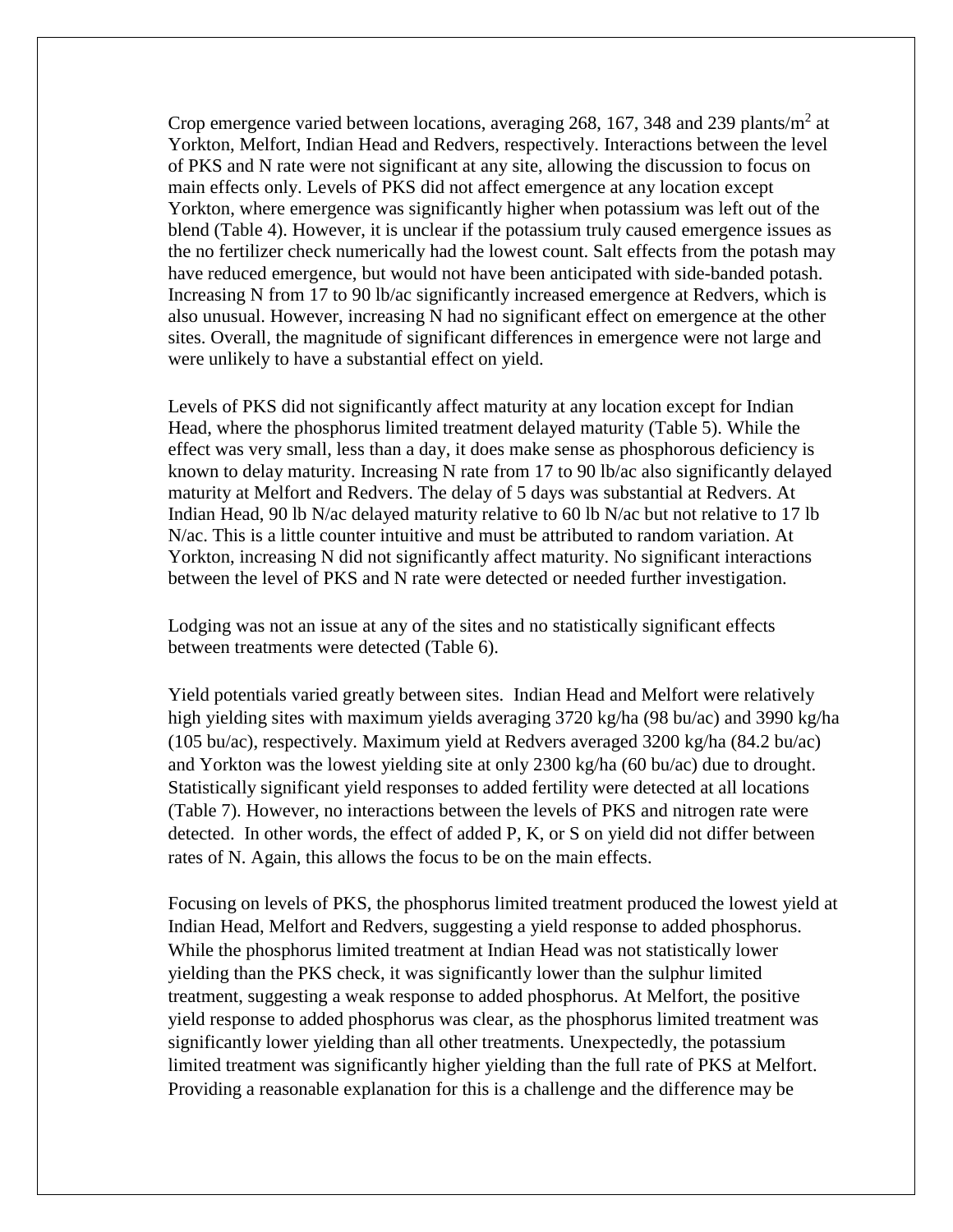Crop emergence varied between locations, averaging 268, 167, 348 and 239 plants/m$^2$ at Yorkton, Melfort, Indian Head and Redvers, respectively. Interactions between the level of PKS and N rate were not significant at any site, allowing the discussion to focus on main effects only. Levels of PKS did not affect emergence at any location except Yorkton, where emergence was significantly higher when potassium was left out of the blend (Table 4). However, it is unclear if the potassium truly caused emergence issues as the no fertilizer check numerically had the lowest count. Salt effects from the potash may have reduced emergence, but would not have been anticipated with side-banded potash. Increasing N from 17 to 90 lb/ac significantly increased emergence at Redvers, which is also unusual. However, increasing N had no significant effect on emergence at the other sites. Overall, the magnitude of significant differences in emergence were not large and were unlikely to have a substantial effect on yield.

Levels of PKS did not significantly affect maturity at any location except for Indian Head, where the phosphorus limited treatment delayed maturity (Table 5). While the effect was very small, less than a day, it does make sense as phosphorous deficiency is known to delay maturity. Increasing N rate from 17 to 90 lb/ac also significantly delayed maturity at Melfort and Redvers. The delay of 5 days was substantial at Redvers. At Indian Head, 90 lb N/ac delayed maturity relative to 60 lb N/ac but not relative to 17 lb N/ac. This is a little counter intuitive and must be attributed to random variation. At Yorkton, increasing N did not significantly affect maturity. No significant interactions between the level of PKS and N rate were detected or needed further investigation.

Lodging was not an issue at any of the sites and no statistically significant effects between treatments were detected (Table 6).

Yield potentials varied greatly between sites. Indian Head and Melfort were relatively high yielding sites with maximum yields averaging 3720 kg/ha (98 bu/ac) and 3990 kg/ha (105 bu/ac), respectively. Maximum yield at Redvers averaged 3200 kg/ha (84.2 bu/ac) and Yorkton was the lowest yielding site at only 2300 kg/ha (60 bu/ac) due to drought. Statistically significant yield responses to added fertility were detected at all locations (Table 7). However, no interactions between the levels of PKS and nitrogen rate were detected. In other words, the effect of added P, K, or S on yield did not differ between rates of N. Again, this allows the focus to be on the main effects.

Focusing on levels of PKS, the phosphorus limited treatment produced the lowest yield at Indian Head, Melfort and Redvers, suggesting a yield response to added phosphorus. While the phosphorus limited treatment at Indian Head was not statistically lower yielding than the PKS check, it was significantly lower than the sulphur limited treatment, suggesting a weak response to added phosphorus. At Melfort, the positive yield response to added phosphorus was clear, as the phosphorus limited treatment was significantly lower yielding than all other treatments. Unexpectedly, the potassium limited treatment was significantly higher yielding than the full rate of PKS at Melfort. Providing a reasonable explanation for this is a challenge and the difference may be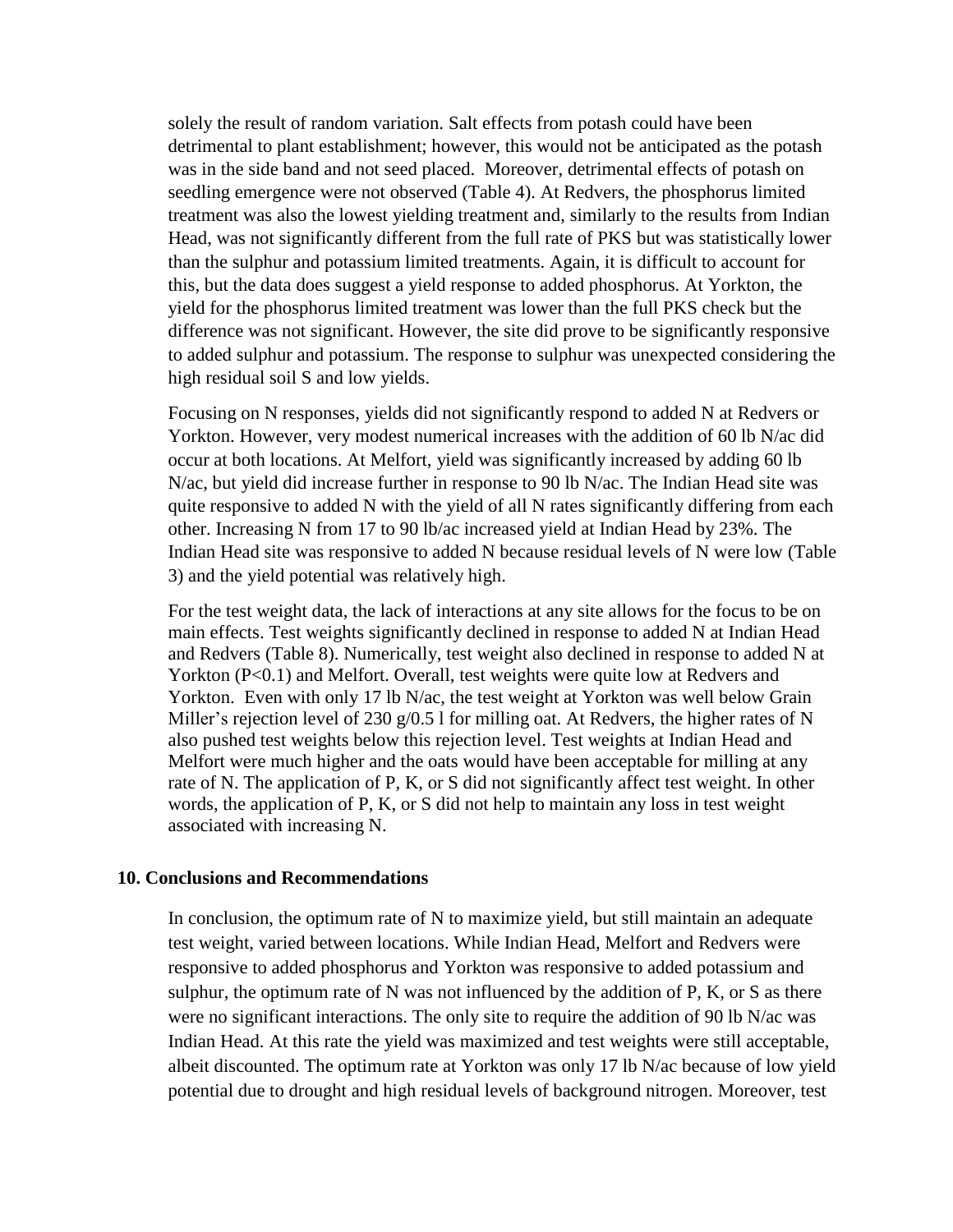solely the result of random variation. Salt effects from potash could have been detrimental to plant establishment; however, this would not be anticipated as the potash was in the side band and not seed placed. Moreover, detrimental effects of potash on seedling emergence were not observed (Table 4). At Redvers, the phosphorus limited treatment was also the lowest yielding treatment and, similarly to the results from Indian Head, was not significantly different from the full rate of PKS but was statistically lower than the sulphur and potassium limited treatments. Again, it is difficult to account for this, but the data does suggest a yield response to added phosphorus. At Yorkton, the yield for the phosphorus limited treatment was lower than the full PKS check but the difference was not significant. However, the site did prove to be significantly responsive to added sulphur and potassium. The response to sulphur was unexpected considering the high residual soil S and low yields.

Focusing on N responses, yields did not significantly respond to added N at Redvers or Yorkton. However, very modest numerical increases with the addition of 60 lb N/ac did occur at both locations. At Melfort, yield was significantly increased by adding 60 lb N/ac, but yield did increase further in response to 90 lb N/ac. The Indian Head site was quite responsive to added N with the yield of all N rates significantly differing from each other. Increasing N from 17 to 90 lb/ac increased yield at Indian Head by 23%. The Indian Head site was responsive to added N because residual levels of N were low (Table 3) and the yield potential was relatively high.

For the test weight data, the lack of interactions at any site allows for the focus to be on main effects. Test weights significantly declined in response to added N at Indian Head and Redvers (Table 8). Numerically, test weight also declined in response to added N at Yorkton ($P<0.1$) and Melfort. Overall, test weights were quite low at Redvers and Yorkton. Even with only 17 lb N/ac, the test weight at Yorkton was well below Grain Miller's rejection level of 230 g/0.5 l for milling oat. At Redvers, the higher rates of N also pushed test weights below this rejection level. Test weights at Indian Head and Melfort were much higher and the oats would have been acceptable for milling at any rate of N. The application of P, K, or S did not significantly affect test weight. In other words, the application of P, K, or S did not help to maintain any loss in test weight associated with increasing N.

## 10. Conclusions and Recommendations

In conclusion, the optimum rate of N to maximize yield, but still maintain an adequate test weight, varied between locations. While Indian Head, Melfort and Redvers were responsive to added phosphorus and Yorkton was responsive to added potassium and sulphur, the optimum rate of N was not influenced by the addition of P, K, or S as there were no significant interactions. The only site to require the addition of 90 lb N/ac was Indian Head. At this rate the yield was maximized and test weights were still acceptable, albeit discounted. The optimum rate at Yorkton was only 17 lb N/ac because of low yield potential due to drought and high residual levels of background nitrogen. Moreover, test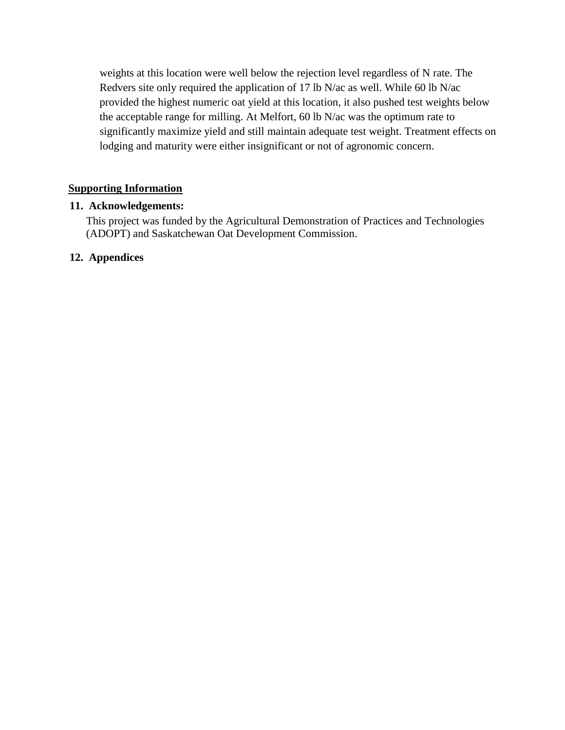weights at this location were well below the rejection level regardless of N rate. The Redvers site only required the application of 17 lb N/ac as well. While 60 lb N/ac provided the highest numeric oat yield at this location, it also pushed test weights below the acceptable range for milling. At Melfort, 60 lb N/ac was the optimum rate to significantly maximize yield and still maintain adequate test weight. Treatment effects on lodging and maturity were either insignificant or not of agronomic concern.

## Supporting Information

### 11. Acknowledgements:

This project was funded by the Agricultural Demonstration of Practices and Technologies (ADOPT) and Saskatchewan Oat Development Commission.

### 12. Appendices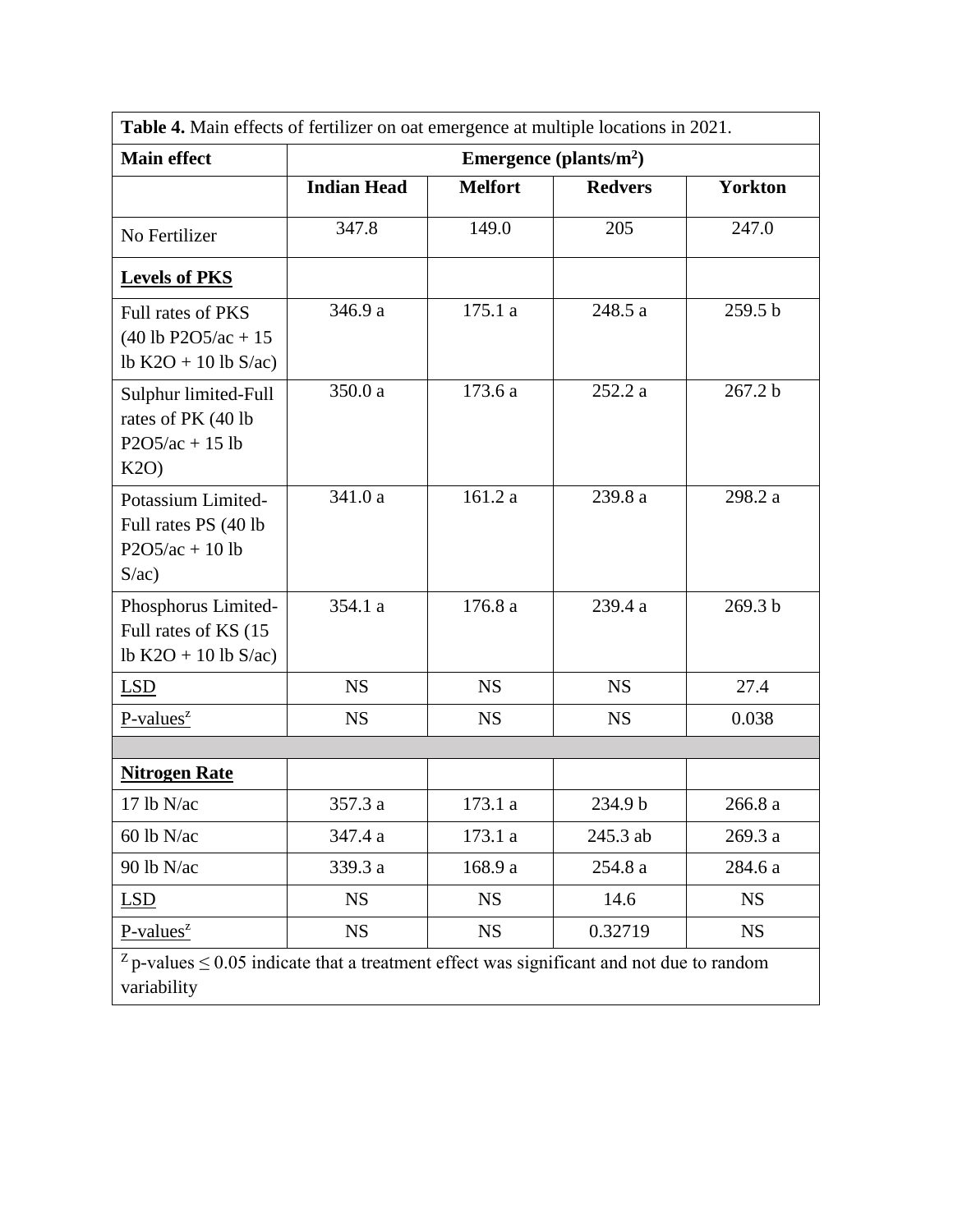**Table 4.** Main effects of fertilizer on oat emergence at multiple locations in 2021.

| Main effect | Emergence (plants/m$^2$) | | | |
|---|---|---|---|---|
| | **Indian Head** | **Melfort** | **Redvers** | **Yorkton** |
| No Fertilizer | 347.8 | 149.0 | 205 | 247.0 |
| **Levels of PKS** | | | | |
| Full rates of PKS (40 lb P2O5/ac + 15 lb K2O + 10 lb S/ac) | 346.9 a | 175.1 a | 248.5 a | 259.5 b |
| Sulphur limited-Full rates of PK (40 lb P2O5/ac + 15 lb K2O) | 350.0 a | 173.6 a | 252.2 a | 267.2 b |
| Potassium Limited-Full rates PS (40 lb P2O5/ac + 10 lb S/ac) | 341.0 a | 161.2 a | 239.8 a | 298.2 a |
| Phosphorus Limited-Full rates of KS (15 lb K2O + 10 lb S/ac) | 354.1 a | 176.8 a | 239.4 a | 269.3 b |
| LSD | NS | NS | NS | 27.4 |
| P-values[z] | NS | NS | NS | 0.038 |
| | | | | |
| **Nitrogen Rate** | | | | |
| 17 lb N/ac | 357.3 a | 173.1 a | 234.9 b | 266.8 a |
| 60 lb N/ac | 347.4 a | 173.1 a | 245.3 ab | 269.3 a |
| 90 lb N/ac | 339.3 a | 168.9 a | 254.8 a | 284.6 a |
| LSD | NS | NS | 14.6 | NS |
| P-values[z] | NS | NS | 0.32719 | NS |

[z] p-values ≤ 0.05 indicate that a treatment effect was significant and not due to random variability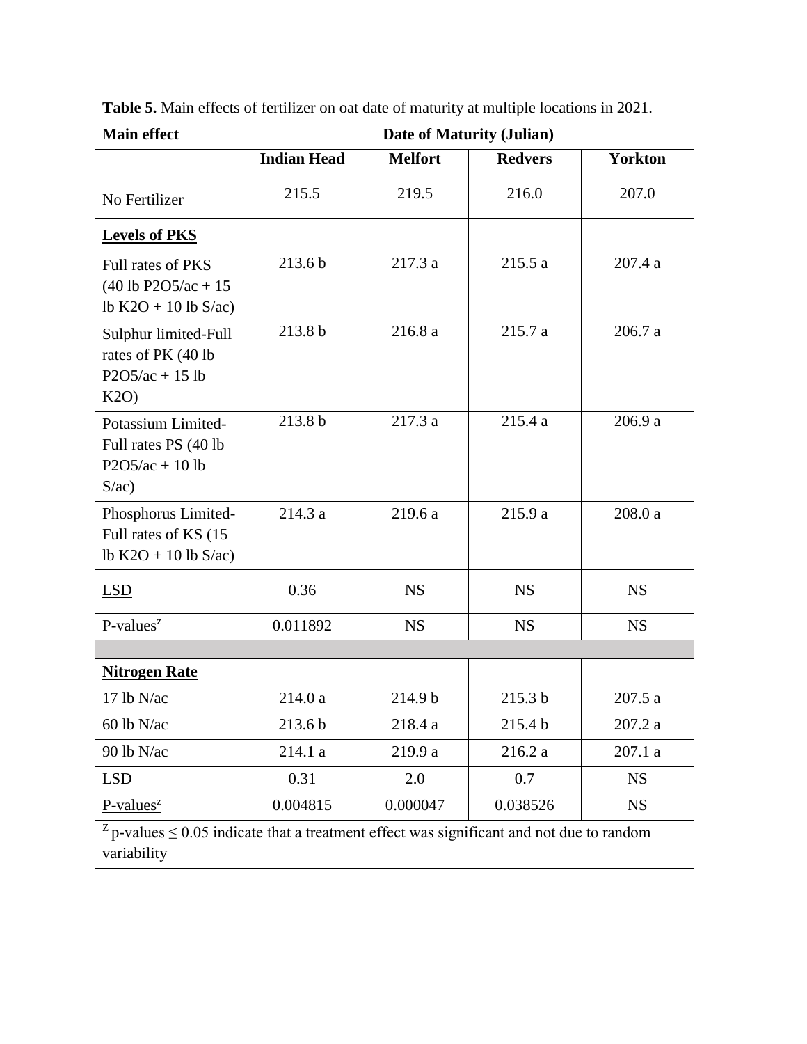**Table 5.** Main effects of fertilizer on oat date of maturity at multiple locations in 2021.

| Main effect | Date of Maturity (Julian) | | | |
|---|---|---|---|---|
| | **Indian Head** | **Melfort** | **Redvers** | **Yorkton** |
| No Fertilizer | 215.5 | 219.5 | 216.0 | 207.0 |
| **Levels of PKS** | | | | |
| Full rates of PKS (40 lb $P_2O_5$/ac + 15 lb $K_2O$ + 10 lb S/ac) | 213.6 b | 217.3 a | 215.5 a | 207.4 a |
| Sulphur limited-Full rates of PK (40 lb $P_2O_5$/ac + 15 lb $K_2O$) | 213.8 b | 216.8 a | 215.7 a | 206.7 a |
| Potassium Limited-Full rates PS (40 lb $P_2O_5$/ac + 10 lb S/ac) | 213.8 b | 217.3 a | 215.4 a | 206.9 a |
| Phosphorus Limited-Full rates of KS (15 lb $K_2O$ + 10 lb S/ac) | 214.3 a | 219.6 a | 215.9 a | 208.0 a |
| LSD | 0.36 | NS | NS | NS |
| P-values[z] | 0.011892 | NS | NS | NS |
| | | | | |
| **Nitrogen Rate** | | | | |
| 17 lb N/ac | 214.0 a | 214.9 b | 215.3 b | 207.5 a |
| 60 lb N/ac | 213.6 b | 218.4 a | 215.4 b | 207.2 a |
| 90 lb N/ac | 214.1 a | 219.9 a | 216.2 a | 207.1 a |
| LSD | 0.31 | 2.0 | 0.7 | NS |
| P-values[z] | 0.004815 | 0.000047 | 0.038526 | NS |

[z] p-values ≤ 0.05 indicate that a treatment effect was significant and not due to random variability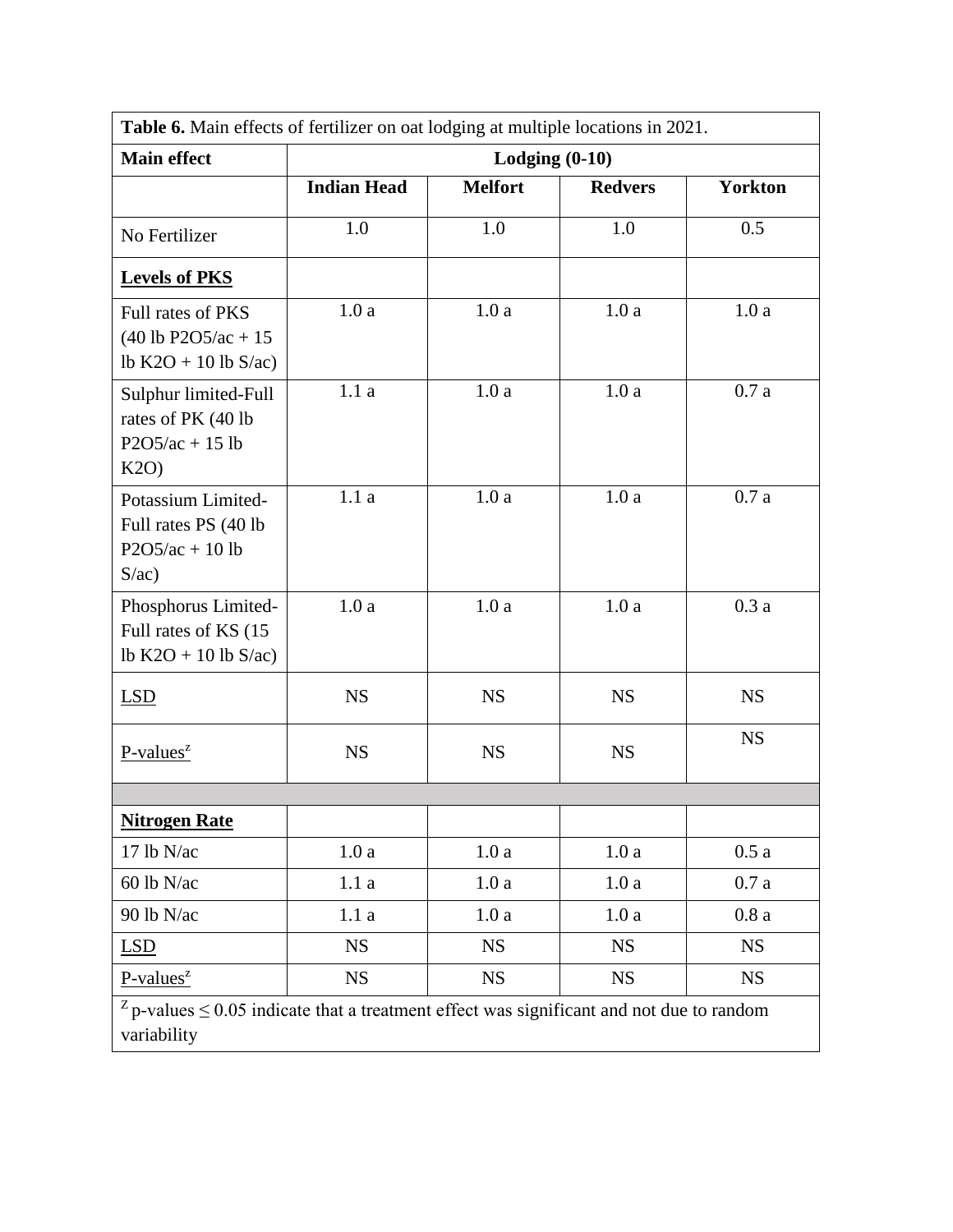**Table 6.** Main effects of fertilizer on oat lodging at multiple locations in 2021.

| Main effect | Lodging (0-10) | | | |
|---|---|---|---|---|
| | **Indian Head** | **Melfort** | **Redvers** | **Yorkton** |
| No Fertilizer | 1.0 | 1.0 | 1.0 | 0.5 |
| **Levels of PKS** | | | | |
| Full rates of PKS (40 lb P2O5/ac + 15 lb K2O + 10 lb S/ac) | 1.0 a | 1.0 a | 1.0 a | 1.0 a |
| Sulphur limited-Full rates of PK (40 lb P2O5/ac + 15 lb K2O) | 1.1 a | 1.0 a | 1.0 a | 0.7 a |
| Potassium Limited-Full rates PS (40 lb P2O5/ac + 10 lb S/ac) | 1.1 a | 1.0 a | 1.0 a | 0.7 a |
| Phosphorus Limited-Full rates of KS (15 lb K2O + 10 lb S/ac) | 1.0 a | 1.0 a | 1.0 a | 0.3 a |
| LSD | NS | NS | NS | NS |
| P-values[z] | NS | NS | NS | NS |
| | | | | |
| **Nitrogen Rate** | | | | |
| 17 lb N/ac | 1.0 a | 1.0 a | 1.0 a | 0.5 a |
| 60 lb N/ac | 1.1 a | 1.0 a | 1.0 a | 0.7 a |
| 90 lb N/ac | 1.1 a | 1.0 a | 1.0 a | 0.8 a |
| LSD | NS | NS | NS | NS |
| P-values[z] | NS | NS | NS | NS |

[z] p-values ≤ 0.05 indicate that a treatment effect was significant and not due to random variability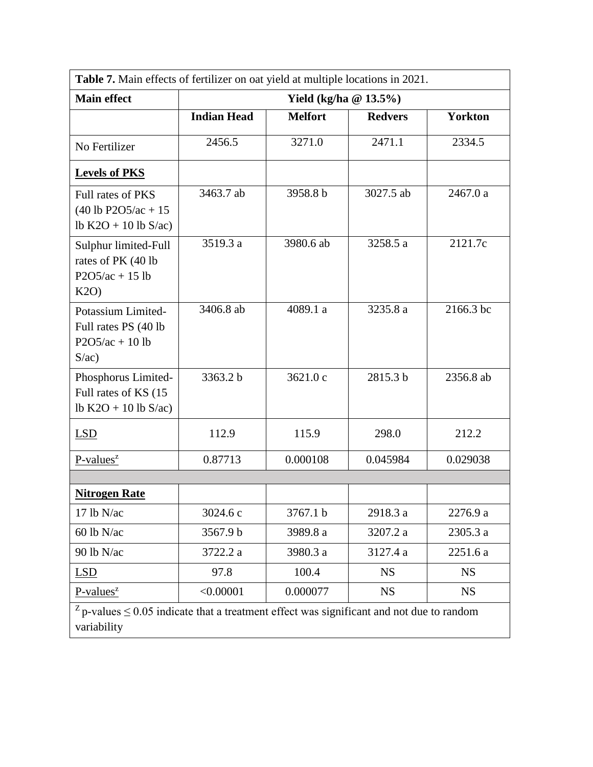**Table 7.** Main effects of fertilizer on oat yield at multiple locations in 2021.

| Main effect | Yield (kg/ha @ 13.5%) | | | |
|---|---|---|---|---|
| | **Indian Head** | **Melfort** | **Redvers** | **Yorkton** |
| No Fertilizer | 2456.5 | 3271.0 | 2471.1 | 2334.5 |
| **Levels of PKS** | | | | |
| Full rates of PKS (40 lb P2O5/ac + 15 lb K2O + 10 lb S/ac) | 3463.7 ab | 3958.8 b | 3027.5 ab | 2467.0 a |
| Sulphur limited-Full rates of PK (40 lb P2O5/ac + 15 lb K2O) | 3519.3 a | 3980.6 ab | 3258.5 a | 2121.7c |
| Potassium Limited-Full rates PS (40 lb P2O5/ac + 10 lb S/ac) | 3406.8 ab | 4089.1 a | 3235.8 a | 2166.3 bc |
| Phosphorus Limited-Full rates of KS (15 lb K2O + 10 lb S/ac) | 3363.2 b | 3621.0 c | 2815.3 b | 2356.8 ab |
| LSD | 112.9 | 115.9 | 298.0 | 212.2 |
| P-values[z] | 0.87713 | 0.000108 | 0.045984 | 0.029038 |
| | | | | |
| **Nitrogen Rate** | | | | |
| 17 lb N/ac | 3024.6 c | 3767.1 b | 2918.3 a | 2276.9 a |
| 60 lb N/ac | 3567.9 b | 3989.8 a | 3207.2 a | 2305.3 a |
| 90 lb N/ac | 3722.2 a | 3980.3 a | 3127.4 a | 2251.6 a |
| LSD | 97.8 | 100.4 | NS | NS |
| P-values[z] | <0.00001 | 0.000077 | NS | NS |

[z] p-values $\leq 0.05$ indicate that a treatment effect was significant and not due to random variability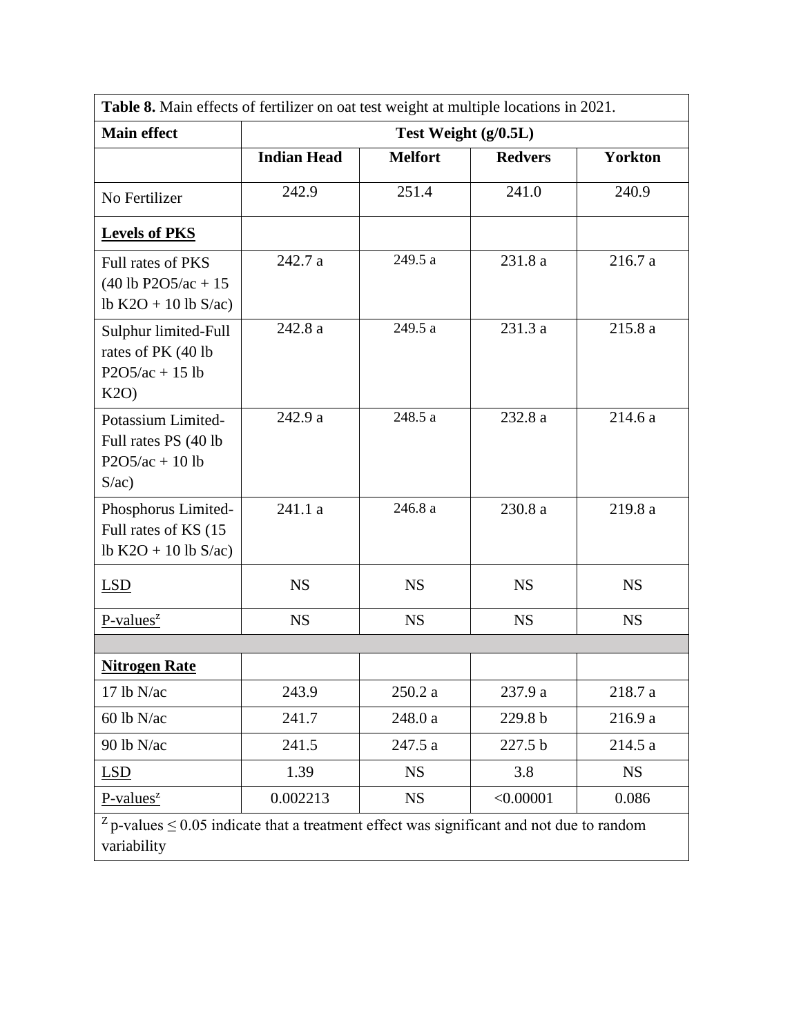**Table 8.** Main effects of fertilizer on oat test weight at multiple locations in 2021.

| Main effect | Test Weight (g/0.5L) | | | |
|---|---|---|---|---|
| | **Indian Head** | **Melfort** | **Redvers** | **Yorkton** |
| No Fertilizer | 242.9 | 251.4 | 241.0 | 240.9 |
| **Levels of PKS** | | | | |
| Full rates of PKS (40 lb P2O5/ac + 15 lb K2O + 10 lb S/ac) | 242.7 a | 249.5 a | 231.8 a | 216.7 a |
| Sulphur limited-Full rates of PK (40 lb P2O5/ac + 15 lb K2O) | 242.8 a | 249.5 a | 231.3 a | 215.8 a |
| Potassium Limited-Full rates PS (40 lb P2O5/ac + 10 lb S/ac) | 242.9 a | 248.5 a | 232.8 a | 214.6 a |
| Phosphorus Limited-Full rates of KS (15 lb K2O + 10 lb S/ac) | 241.1 a | 246.8 a | 230.8 a | 219.8 a |
| LSD | NS | NS | NS | NS |
| P-values[z] | NS | NS | NS | NS |
| | | | | |
| **Nitrogen Rate** | | | | |
| 17 lb N/ac | 243.9 | 250.2 a | 237.9 a | 218.7 a |
| 60 lb N/ac | 241.7 | 248.0 a | 229.8 b | 216.9 a |
| 90 lb N/ac | 241.5 | 247.5 a | 227.5 b | 214.5 a |
| LSD | 1.39 | NS | 3.8 | NS |
| P-values[z] | 0.002213 | NS | <0.00001 | 0.086 |

[z] p-values ≤ 0.05 indicate that a treatment effect was significant and not due to random variability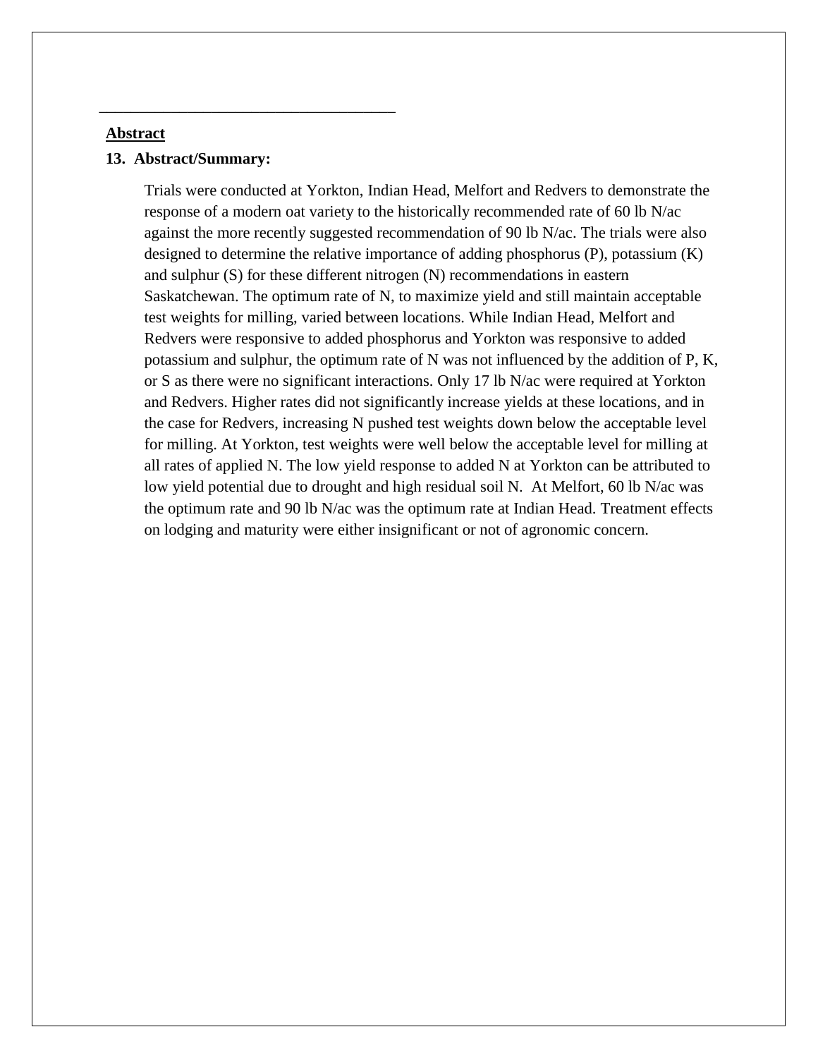## Abstract

**13. Abstract/Summary:**

Trials were conducted at Yorkton, Indian Head, Melfort and Redvers to demonstrate the response of a modern oat variety to the historically recommended rate of 60 lb N/ac against the more recently suggested recommendation of 90 lb N/ac. The trials were also designed to determine the relative importance of adding phosphorus (P), potassium (K) and sulphur (S) for these different nitrogen (N) recommendations in eastern Saskatchewan. The optimum rate of N, to maximize yield and still maintain acceptable test weights for milling, varied between locations. While Indian Head, Melfort and Redvers were responsive to added phosphorus and Yorkton was responsive to added potassium and sulphur, the optimum rate of N was not influenced by the addition of P, K, or S as there were no significant interactions. Only 17 lb N/ac were required at Yorkton and Redvers. Higher rates did not significantly increase yields at these locations, and in the case for Redvers, increasing N pushed test weights down below the acceptable level for milling. At Yorkton, test weights were well below the acceptable level for milling at all rates of applied N. The low yield response to added N at Yorkton can be attributed to low yield potential due to drought and high residual soil N. At Melfort, 60 lb N/ac was the optimum rate and 90 lb N/ac was the optimum rate at Indian Head. Treatment effects on lodging and maturity were either insignificant or not of agronomic concern.